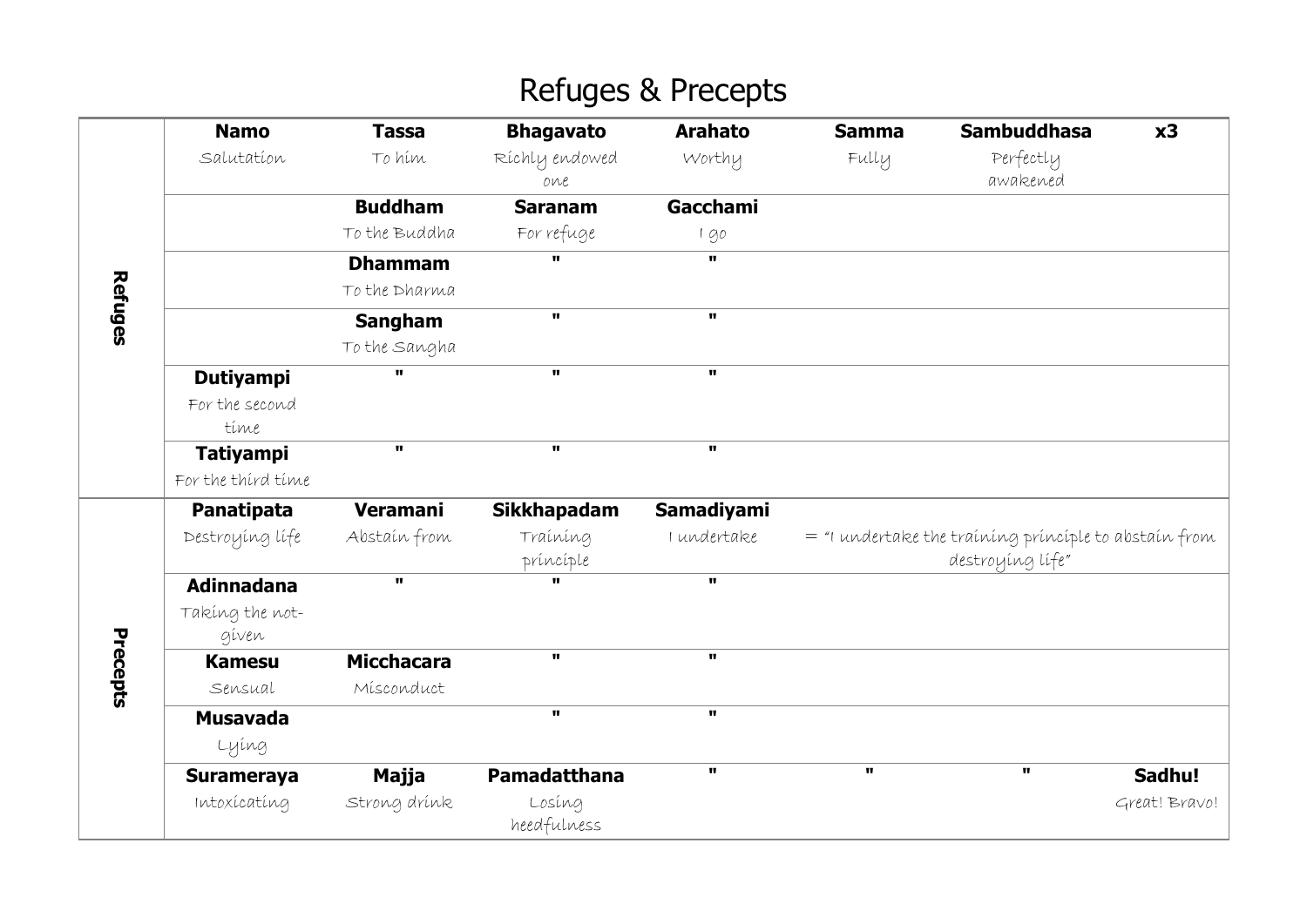# Refuges & Precepts

| | | | | | | | |
|---|---|---|---|---|---|---|---|
| **Refuges** | **Namo**<br>Salutation | **Tassa**<br>To him | **Bhagavato**<br>Richly endowed one | **Arahato**<br>Worthy | **Samma**<br>Fully | **Sambuddhasa**<br>Perfectly awakened | **x3** |
| | | **Buddham**<br>To the Buddha | **Saranam**<br>For refuge | **Gacchami**<br>I go | | | |
| | | **Dhammam**<br>To the Dharma | " | " | | | |
| | | **Sangham**<br>To the Sangha | " | " | | | |
| | **Dutiyampi**<br>For the second time | " | " | " | | | |
| | **Tatiyampi**<br>For the third time | " | " | " | | | |
| **Precepts** | **Panatipata**<br>Destroying life | **Veramani**<br>Abstain from | **Sikkhapadam**<br>Training principle | **Samadiyami**<br>I undertake | = "I undertake the training principle to abstain from destroying life" | | |
| | **Adinnadana**<br>Taking the not-given | " | " | " | | | |
| | **Kamesu**<br>Sensual | **Micchacara**<br>Misconduct | " | " | | | |
| | **Musavada**<br>Lying | | " | " | | | |
| | **Surameraya**<br>Intoxicating | **Majja**<br>Strong drink | **Pamadatthana**<br>Losing heedfulness | " | " | " | **Sadhu!**<br>Great! Bravo! |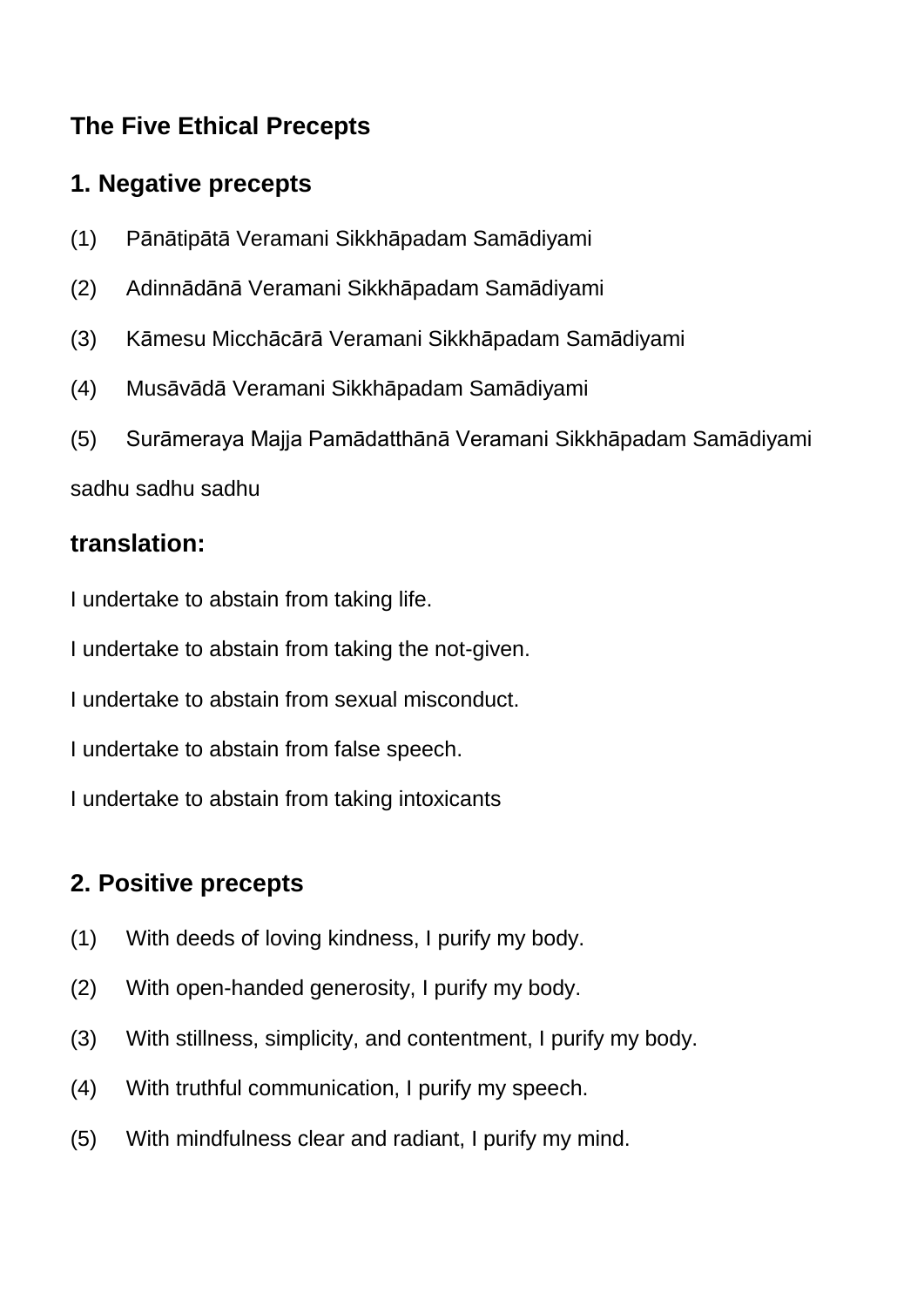## The Five Ethical Precepts

### 1. Negative precepts

(1) Pānātipātā Veramani Sikkhāpadam Samādiyami

(2) Adinnādānā Veramani Sikkhāpadam Samādiyami

(3) Kāmesu Micchācārā Veramani Sikkhāpadam Samādiyami

(4) Musāvādā Veramani Sikkhāpadam Samādiyami

(5) Surāmeraya Majja Pamādatthānā Veramani Sikkhāpadam Samādiyami

sadhu sadhu sadhu

**translation:**

I undertake to abstain from taking life.

I undertake to abstain from taking the not-given.

I undertake to abstain from sexual misconduct.

I undertake to abstain from false speech.

I undertake to abstain from taking intoxicants

### 2. Positive precepts

(1) With deeds of loving kindness, I purify my body.

(2) With open-handed generosity, I purify my body.

(3) With stillness, simplicity, and contentment, I purify my body.

(4) With truthful communication, I purify my speech.

(5) With mindfulness clear and radiant, I purify my mind.